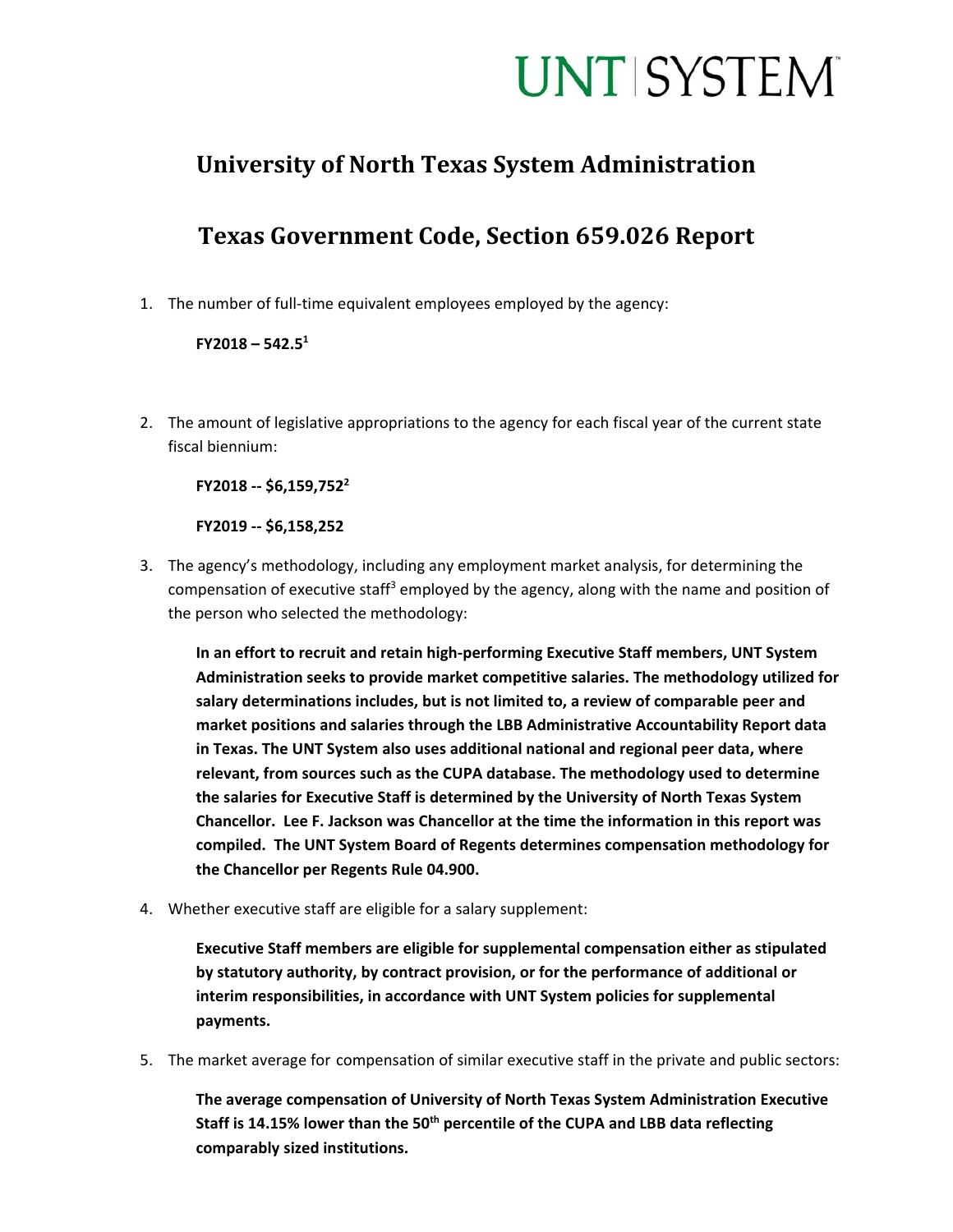# UNT | SYSTEM

## University of North Texas System Administration

## Texas Government Code, Section 659.026 Report

1. The number of full-time equivalent employees employed by the agency:

   **FY2018 – 542.5[1]**

2. The amount of legislative appropriations to the agency for each fiscal year of the current state fiscal biennium:

   **FY2018 -- $6,159,752[2]**

   **FY2019 -- $6,158,252**

3. The agency's methodology, including any employment market analysis, for determining the compensation of executive staff[3] employed by the agency, along with the name and position of the person who selected the methodology:

   **In an effort to recruit and retain high-performing Executive Staff members, UNT System Administration seeks to provide market competitive salaries. The methodology utilized for salary determinations includes, but is not limited to, a review of comparable peer and market positions and salaries through the LBB Administrative Accountability Report data in Texas. The UNT System also uses additional national and regional peer data, where relevant, from sources such as the CUPA database. The methodology used to determine the salaries for Executive Staff is determined by the University of North Texas System Chancellor. Lee F. Jackson was Chancellor at the time the information in this report was compiled. The UNT System Board of Regents determines compensation methodology for the Chancellor per Regents Rule 04.900.**

4. Whether executive staff are eligible for a salary supplement:

   **Executive Staff members are eligible for supplemental compensation either as stipulated by statutory authority, by contract provision, or for the performance of additional or interim responsibilities, in accordance with UNT System policies for supplemental payments.**

5. The market average for compensation of similar executive staff in the private and public sectors:

   **The average compensation of University of North Texas System Administration Executive Staff is 14.15% lower than the 50th percentile of the CUPA and LBB data reflecting comparably sized institutions.**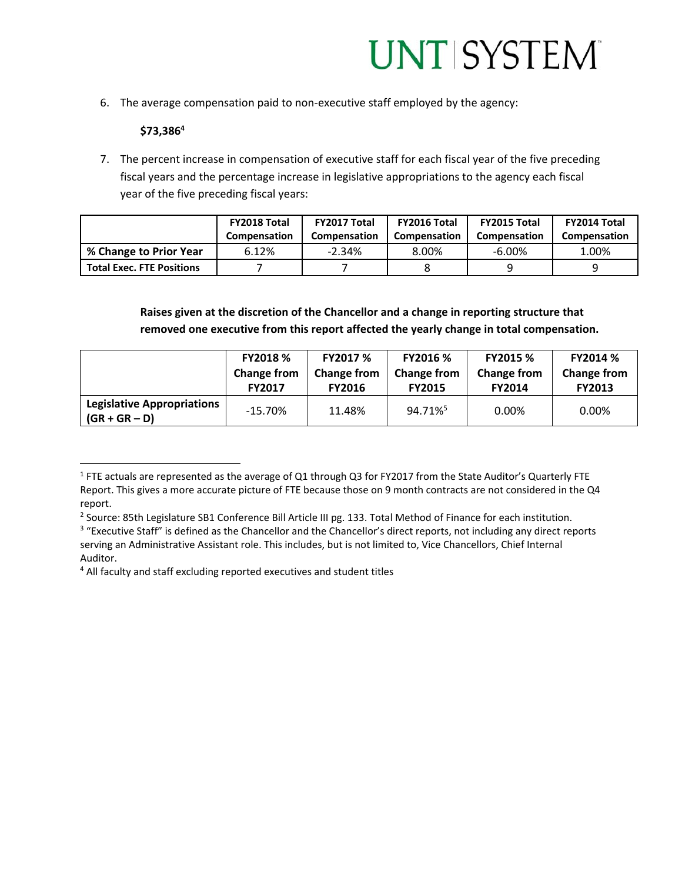6. The average compensation paid to non-executive staff employed by the agency:

   **$73,386[4]**

7. The percent increase in compensation of executive staff for each fiscal year of the five preceding fiscal years and the percentage increase in legislative appropriations to the agency each fiscal year of the five preceding fiscal years:

| | FY2018 Total Compensation | FY2017 Total Compensation | FY2016 Total Compensation | FY2015 Total Compensation | FY2014 Total Compensation |
|---|---|---|---|---|---|
| **% Change to Prior Year** | 6.12% | -2.34% | 8.00% | -6.00% | 1.00% |
| **Total Exec. FTE Positions** | 7 | 7 | 8 | 9 | 9 |

**Raises given at the discretion of the Chancellor and a change in reporting structure that removed one executive from this report affected the yearly change in total compensation.**

| | FY2018 % Change from FY2017 | FY2017 % Change from FY2016 | FY2016 % Change from FY2015 | FY2015 % Change from FY2014 | FY2014 % Change from FY2013 |
|---|---|---|---|---|---|
| **Legislative Appropriations (GR + GR – D)** | -15.70% | 11.48% | 94.71%[5] | 0.00% | 0.00% |

[1] FTE actuals are represented as the average of Q1 through Q3 for FY2017 from the State Auditor's Quarterly FTE Report. This gives a more accurate picture of FTE because those on 9 month contracts are not considered in the Q4 report.

[2] Source: 85th Legislature SB1 Conference Bill Article III pg. 133. Total Method of Finance for each institution.

[3] "Executive Staff" is defined as the Chancellor and the Chancellor's direct reports, not including any direct reports serving an Administrative Assistant role. This includes, but is not limited to, Vice Chancellors, Chief Internal Auditor.

[4] All faculty and staff excluding reported executives and student titles